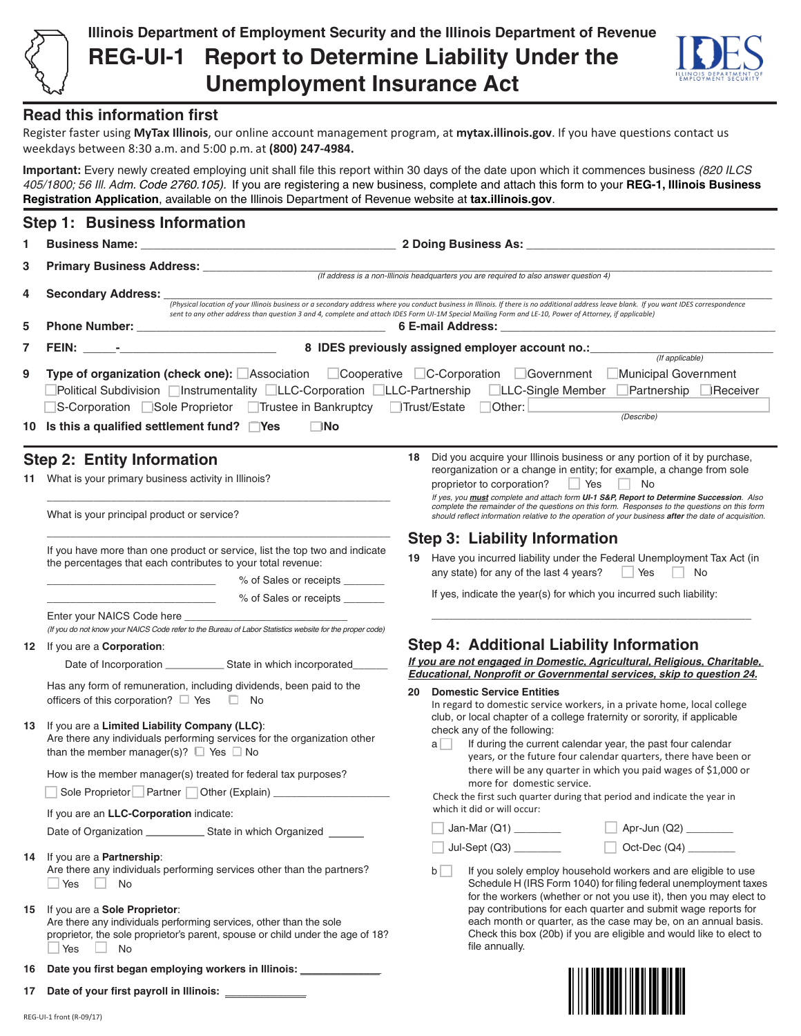Illinois Department of Employment Security and the Illinois Department of Revenue

# REG-UI-1 Report to Determine Liability Under the Unemployment Insurance Act

## Read this information first

Register faster using **MyTax Illinois**, our online account management program, at **mytax.illinois.gov**. If you have questions contact us weekdays between 8:30 a.m. and 5:00 p.m. at **(800) 247-4984.**

**Important:** Every newly created employing unit shall file this report within 30 days of the date upon which it commences business *(820 ILCS 405/1800; 56 Ill. Adm. Code 2760.105).* If you are registering a new business, complete and attach this form to your **REG-1, Illinois Business Registration Application**, available on the Illinois Department of Revenue website at **tax.illinois.gov**.

## Step 1: Business Information

**1 Business Name:** ______________________ **2 Doing Business As:** ______________________

**3 Primary Business Address:** ______________________
*(If address is a non-Illinois headquarters you are required to also answer question 4)*

**4 Secondary Address:** ______________________
*(Physical location of your Illinois business or a secondary address where you conduct business in Illinois. If there is no additional address leave blank. If you want IDES correspondence sent to any other address than question 3 and 4, complete and attach IDES Form UI-1M Special Mailing Form and LE-10, Power of Attorney, if applicable)*

**5 Phone Number:** ______________________ **6 E-mail Address:** ______________________

**7 FEIN:** _____-______________________ **8 IDES previously assigned employer account no.:** ______________________ *(If applicable)*

**9 Type of organization (check one):** ☐ Association ☐ Cooperative ☐ C-Corporation ☐ Government ☐ Municipal Government ☐ Political Subdivision ☐ Instrumentality ☐ LLC-Corporation ☐ LLC-Partnership ☐ LLC-Single Member ☐ Partnership ☐ Receiver ☐ S-Corporation ☐ Sole Proprietor ☐ Trustee in Bankruptcy ☐ Trust/Estate ☐ Other: ______________ *(Describe)*

**10 Is this a qualified settlement fund?** ☐ Yes ☐ No

## Step 2: Entity Information

**11** What is your primary business activity in Illinois?

______________________

What is your principal product or service?

______________________

If you have more than one product or service, list the top two and indicate the percentages that each contributes to your total revenue:

______________________ % of Sales or receipts _______

______________________ % of Sales or receipts _______

Enter your NAICS Code here ______________________
*(If you do not know your NAICS Code refer to the Bureau of Labor Statistics website for the proper code)*

**12** If you are a **Corporation**:

Date of Incorporation __________ State in which incorporated______

Has any form of remuneration, including dividends, been paid to the officers of this corporation? ☐ Yes ☐ No

**13** If you are a **Limited Liability Company (LLC)**:
Are there any individuals performing services for the organization other than the member manager(s)? ☐ Yes ☐ No

How is the member manager(s) treated for federal tax purposes?

☐ Sole Proprietor ☐ Partner ☐ Other (Explain) ______________________

If you are an **LLC-Corporation** indicate:

Date of Organization __________ State in which Organized ______

**14** If you are a **Partnership**:
Are there any individuals performing services other than the partners?
☐ Yes ☐ No

**15** If you are a **Sole Proprietor**:
Are there any individuals performing services, other than the sole proprietor, the sole proprietor's parent, spouse or child under the age of 18?
☐ Yes ☐ No

**16 Date you first began employing workers in Illinois:** ______________

**17 Date of your first payroll in Illinois:** ______________

**18** Did you acquire your Illinois business or any portion of it by purchase, reorganization or a change in entity; for example, a change from sole proprietor to corporation? ☐ Yes ☐ No
*If yes, you **must** complete and attach form **UI-1 S&P, Report to Determine Succession**. Also complete the remainder of the questions on this form. Responses to the questions on this form should reflect information relative to the operation of your business **after** the date of acquisition.*

## Step 3: Liability Information

**19** Have you incurred liability under the Federal Unemployment Tax Act (in any state) for any of the last 4 years? ☐ Yes ☐ No

If yes, indicate the year(s) for which you incurred such liability:

______________________

## Step 4: Additional Liability Information

***If you are not engaged in Domestic, Agricultural, Religious, Charitable, Educational, Nonprofit or Governmental services, skip to question 24.***

**20 Domestic Service Entities**
In regard to domestic service workers, in a private home, local college club, or local chapter of a college fraternity or sorority, if applicable check any of the following:

a ☐ If during the current calendar year, the past four calendar years, or the future four calendar quarters, there have been or there will be any quarter in which you paid wages of $1,000 or more for domestic service.

Check the first such quarter during that period and indicate the year in which it did or will occur:

☐ Jan-Mar (Q1) ________ ☐ Apr-Jun (Q2) ________

☐ Jul-Sept (Q3) ________ ☐ Oct-Dec (Q4) ________

b ☐ If you solely employ household workers and are eligible to use Schedule H (IRS Form 1040) for filing federal unemployment taxes for the workers (whether or not you use it), then you may elect to pay contributions for each quarter and submit wage reports for each month or quarter, as the case may be, on an annual basis. Check this box (20b) if you are eligible and would like to elect to file annually.

REG-UI-1 front (R-09/17)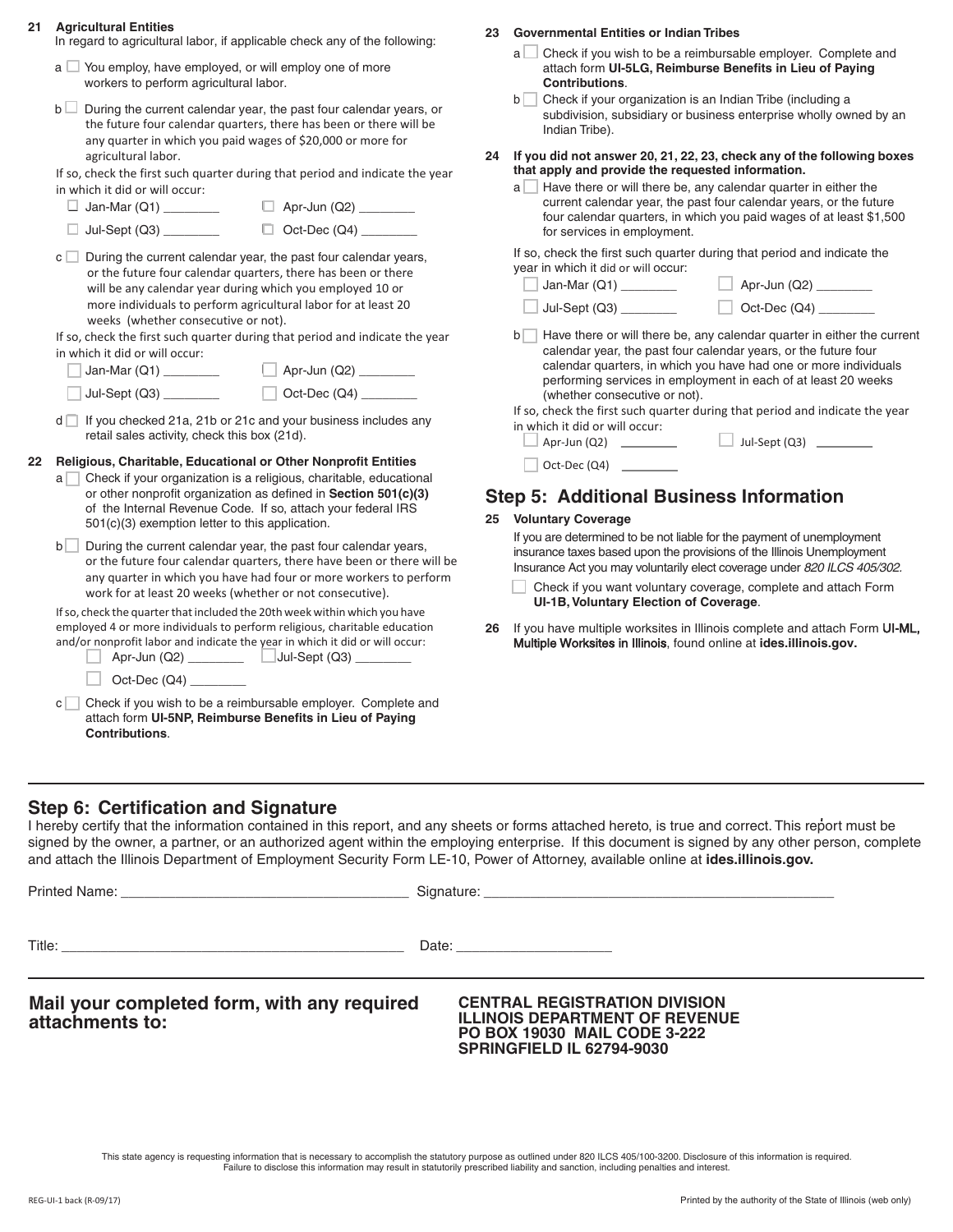**21 Agricultural Entities**

In regard to agricultural labor, if applicable check any of the following:

a ☐ You employ, have employed, or will employ one of more workers to perform agricultural labor.

b ☐ During the current calendar year, the past four calendar years, or the future four calendar quarters, there has been or there will be any quarter in which you paid wages of $20,000 or more for agricultural labor.

If so, check the first such quarter during that period and indicate the year in which it did or will occur:

☐ Jan-Mar (Q1) ________ ☐ Apr-Jun (Q2) ________

☐ Jul-Sept (Q3) ________ ☐ Oct-Dec (Q4) ________

c ☐ During the current calendar year, the past four calendar years, or the future four calendar quarters, there has been or there will be any calendar year during which you employed 10 or more individuals to perform agricultural labor for at least 20 weeks (whether consecutive or not).

If so, check the first such quarter during that period and indicate the year in which it did or will occur:

☐ Jan-Mar (Q1) ________ ☐ Apr-Jun (Q2) ________

☐ Jul-Sept (Q3) ________ ☐ Oct-Dec (Q4) ________

d ☐ If you checked 21a, 21b or 21c and your business includes any retail sales activity, check this box (21d).

**22 Religious, Charitable, Educational or Other Nonprofit Entities**

a ☐ Check if your organization is a religious, charitable, educational or other nonprofit organization as defined in **Section 501(c)(3)** of the Internal Revenue Code. If so, attach your federal IRS 501(c)(3) exemption letter to this application.

b ☐ During the current calendar year, the past four calendar years, or the future four calendar quarters, there have been or there will be any quarter in which you have had four or more workers to perform work for at least 20 weeks (whether or not consecutive).

If so, check the quarter that included the 20th week within which you have employed 4 or more individuals to perform religious, charitable education and/or nonprofit labor and indicate the year in which it did or will occur:

☐ Apr-Jun (Q2) ________ ☐ Jul-Sept (Q3) ________

☐ Oct-Dec (Q4) ________

c ☐ Check if you wish to be a reimbursable employer. Complete and attach form **UI-5NP, Reimburse Benefits in Lieu of Paying Contributions**.

**23 Governmental Entities or Indian Tribes**

a ☐ Check if you wish to be a reimbursable employer. Complete and attach form **UI-5LG, Reimburse Benefits in Lieu of Paying Contributions**.

b ☐ Check if your organization is an Indian Tribe (including a subdivision, subsidiary or business enterprise wholly owned by an Indian Tribe).

**24 If you did not answer 20, 21, 22, 23, check any of the following boxes that apply and provide the requested information.**

a ☐ Have there or will there be, any calendar quarter in either the current calendar year, the past four calendar years, or the future four calendar quarters, in which you paid wages of at least $1,500 for services in employment.

If so, check the first such quarter during that period and indicate the year in which it did or will occur:

☐ Jan-Mar (Q1) ________ ☐ Apr-Jun (Q2) ________

☐ Jul-Sept (Q3) ________ ☐ Oct-Dec (Q4) ________

b ☐ Have there or will there be, any calendar quarter in either the current calendar year, the past four calendar years, or the future four calendar quarters, in which you have had one or more individuals performing services in employment in each of at least 20 weeks (whether consecutive or not).

If so, check the first such quarter during that period and indicate the year in which it did or will occur:

☐ Apr-Jun (Q2) ________ ☐ Jul-Sept (Q3) ________

☐ Oct-Dec (Q4) ________

## Step 5: Additional Business Information

**25 Voluntary Coverage**

If you are determined to be not liable for the payment of unemployment insurance taxes based upon the provisions of the Illinois Unemployment Insurance Act you may voluntarily elect coverage under *820 ILCS 405/302*.

☐ Check if you want voluntary coverage, complete and attach Form **UI-1B, Voluntary Election of Coverage**.

**26** If you have multiple worksites in Illinois complete and attach Form **UI-ML, Multiple Worksites in Illinois**, found online at **ides.illinois.gov.**

## Step 6: Certification and Signature

I hereby certify that the information contained in this report, and any sheets or forms attached hereto, is true and correct. This report must be signed by the owner, a partner, or an authorized agent within the employing enterprise. If this document is signed by any other person, complete and attach the Illinois Department of Employment Security Form LE-10, Power of Attorney, available online at **ides.illinois.gov.**

Printed Name: ____________________________________ Signature: ____________________________________________

Title: ____________________________________________ Date: ____________________

**Mail your completed form, with any required attachments to:**

**CENTRAL REGISTRATION DIVISION**
**ILLINOIS DEPARTMENT OF REVENUE**
**PO BOX 19030 MAIL CODE 3-222**
**SPRINGFIELD IL 62794-9030**

This state agency is requesting information that is necessary to accomplish the statutory purpose as outlined under 820 ILCS 405/100-3200. Disclosure of this information is required. Failure to disclose this information may result in statutorily prescribed liability and sanction, including penalties and interest.

REG-UI-1 back (R-09/17)

Printed by the authority of the State of Illinois (web only)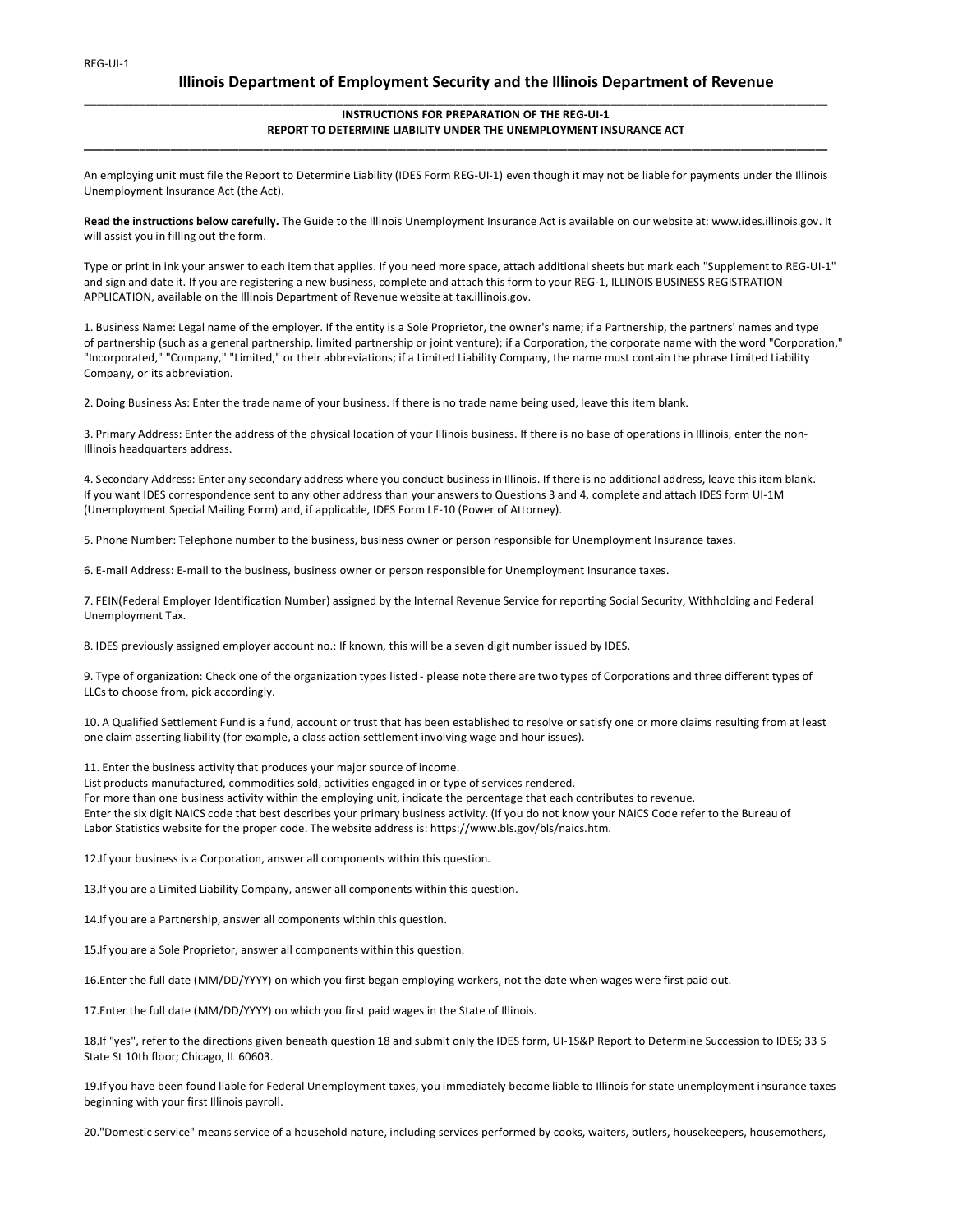REG-UI-1

# Illinois Department of Employment Security and the Illinois Department of Revenue

**INSTRUCTIONS FOR PREPARATION OF THE REG-UI-1**
**REPORT TO DETERMINE LIABILITY UNDER THE UNEMPLOYMENT INSURANCE ACT**

An employing unit must file the Report to Determine Liability (IDES Form REG-UI-1) even though it may not be liable for payments under the Illinois Unemployment Insurance Act (the Act).

**Read the instructions below carefully.** The Guide to the Illinois Unemployment Insurance Act is available on our website at: www.ides.illinois.gov. It will assist you in filling out the form.

Type or print in ink your answer to each item that applies. If you need more space, attach additional sheets but mark each "Supplement to REG-UI-1" and sign and date it. If you are registering a new business, complete and attach this form to your REG-1, ILLINOIS BUSINESS REGISTRATION APPLICATION, available on the Illinois Department of Revenue website at tax.illinois.gov.

1. Business Name: Legal name of the employer. If the entity is a Sole Proprietor, the owner's name; if a Partnership, the partners' names and type of partnership (such as a general partnership, limited partnership or joint venture); if a Corporation, the corporate name with the word "Corporation," "Incorporated," "Company," "Limited," or their abbreviations; if a Limited Liability Company, the name must contain the phrase Limited Liability Company, or its abbreviation.

2. Doing Business As: Enter the trade name of your business. If there is no trade name being used, leave this item blank.

3. Primary Address: Enter the address of the physical location of your Illinois business. If there is no base of operations in Illinois, enter the non-Illinois headquarters address.

4. Secondary Address: Enter any secondary address where you conduct business in Illinois. If there is no additional address, leave this item blank. If you want IDES correspondence sent to any other address than your answers to Questions 3 and 4, complete and attach IDES form UI-1M (Unemployment Special Mailing Form) and, if applicable, IDES Form LE-10 (Power of Attorney).

5. Phone Number: Telephone number to the business, business owner or person responsible for Unemployment Insurance taxes.

6. E-mail Address: E-mail to the business, business owner or person responsible for Unemployment Insurance taxes.

7. FEIN(Federal Employer Identification Number) assigned by the Internal Revenue Service for reporting Social Security, Withholding and Federal Unemployment Tax.

8. IDES previously assigned employer account no.: If known, this will be a seven digit number issued by IDES.

9. Type of organization: Check one of the organization types listed - please note there are two types of Corporations and three different types of LLCs to choose from, pick accordingly.

10. A Qualified Settlement Fund is a fund, account or trust that has been established to resolve or satisfy one or more claims resulting from at least one claim asserting liability (for example, a class action settlement involving wage and hour issues).

11. Enter the business activity that produces your major source of income.
List products manufactured, commodities sold, activities engaged in or type of services rendered.
For more than one business activity within the employing unit, indicate the percentage that each contributes to revenue.
Enter the six digit NAICS code that best describes your primary business activity. (If you do not know your NAICS Code refer to the Bureau of Labor Statistics website for the proper code. The website address is: https://www.bls.gov/bls/naics.htm.

12. If your business is a Corporation, answer all components within this question.

13. If you are a Limited Liability Company, answer all components within this question.

14. If you are a Partnership, answer all components within this question.

15. If you are a Sole Proprietor, answer all components within this question.

16. Enter the full date (MM/DD/YYYY) on which you first began employing workers, not the date when wages were first paid out.

17. Enter the full date (MM/DD/YYYY) on which you first paid wages in the State of Illinois.

18. If "yes", refer to the directions given beneath question 18 and submit only the IDES form, UI-1S&P Report to Determine Succession to IDES; 33 S State St 10th floor; Chicago, IL 60603.

19. If you have been found liable for Federal Unemployment taxes, you immediately become liable to Illinois for state unemployment insurance taxes beginning with your first Illinois payroll.

20. "Domestic service" means service of a household nature, including services performed by cooks, waiters, butlers, housekeepers, housemothers,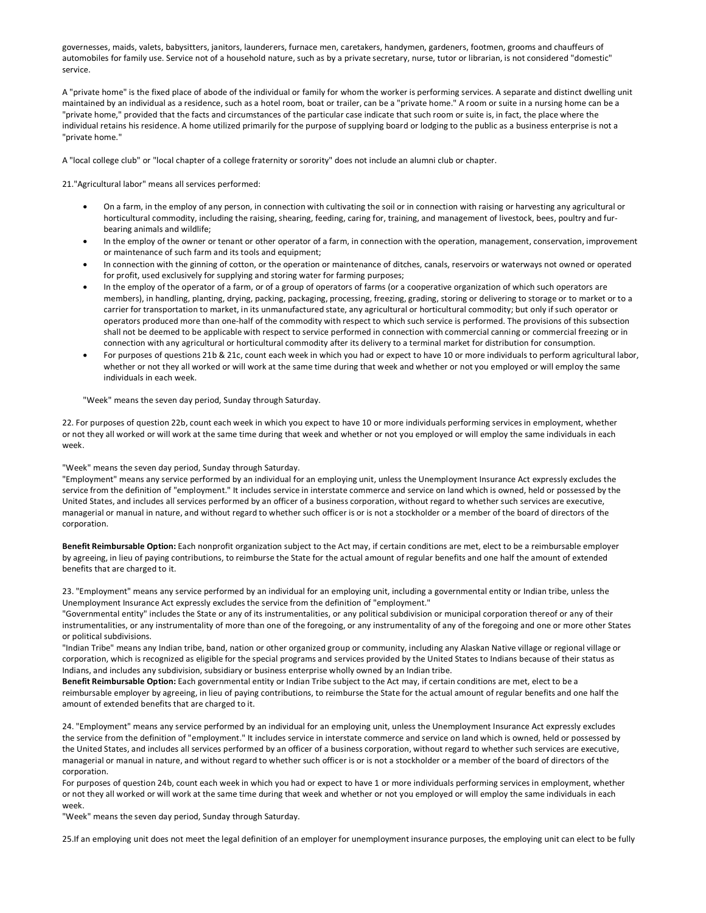governesses, maids, valets, babysitters, janitors, launderers, furnace men, caretakers, handymen, gardeners, footmen, grooms and chauffeurs of automobiles for family use. Service not of a household nature, such as by a private secretary, nurse, tutor or librarian, is not considered "domestic" service.

A "private home" is the fixed place of abode of the individual or family for whom the worker is performing services. A separate and distinct dwelling unit maintained by an individual as a residence, such as a hotel room, boat or trailer, can be a "private home." A room or suite in a nursing home can be a "private home," provided that the facts and circumstances of the particular case indicate that such room or suite is, in fact, the place where the individual retains his residence. A home utilized primarily for the purpose of supplying board or lodging to the public as a business enterprise is not a "private home."

A "local college club" or "local chapter of a college fraternity or sorority" does not include an alumni club or chapter.

21."Agricultural labor" means all services performed:

- On a farm, in the employ of any person, in connection with cultivating the soil or in connection with raising or harvesting any agricultural or horticultural commodity, including the raising, shearing, feeding, caring for, training, and management of livestock, bees, poultry and fur-bearing animals and wildlife;
- In the employ of the owner or tenant or other operator of a farm, in connection with the operation, management, conservation, improvement or maintenance of such farm and its tools and equipment;
- In connection with the ginning of cotton, or the operation or maintenance of ditches, canals, reservoirs or waterways not owned or operated for profit, used exclusively for supplying and storing water for farming purposes;
- In the employ of the operator of a farm, or of a group of operators of farms (or a cooperative organization of which such operators are members), in handling, planting, drying, packing, packaging, processing, freezing, grading, storing or delivering to storage or to market or to a carrier for transportation to market, in its unmanufactured state, any agricultural or horticultural commodity; but only if such operator or operators produced more than one-half of the commodity with respect to which such service is performed. The provisions of this subsection shall not be deemed to be applicable with respect to service performed in connection with commercial canning or commercial freezing or in connection with any agricultural or horticultural commodity after its delivery to a terminal market for distribution for consumption.
- For purposes of questions 21b & 21c, count each week in which you had or expect to have 10 or more individuals to perform agricultural labor, whether or not they all worked or will work at the same time during that week and whether or not you employed or will employ the same individuals in each week.

"Week" means the seven day period, Sunday through Saturday.

22. For purposes of question 22b, count each week in which you expect to have 10 or more individuals performing services in employment, whether or not they all worked or will work at the same time during that week and whether or not you employed or will employ the same individuals in each week.

"Week" means the seven day period, Sunday through Saturday.
"Employment" means any service performed by an individual for an employing unit, unless the Unemployment Insurance Act expressly excludes the service from the definition of "employment." It includes service in interstate commerce and service on land which is owned, held or possessed by the United States, and includes all services performed by an officer of a business corporation, without regard to whether such services are executive, managerial or manual in nature, and without regard to whether such officer is or is not a stockholder or a member of the board of directors of the corporation.

**Benefit Reimbursable Option:** Each nonprofit organization subject to the Act may, if certain conditions are met, elect to be a reimbursable employer by agreeing, in lieu of paying contributions, to reimburse the State for the actual amount of regular benefits and one half the amount of extended benefits that are charged to it.

23. "Employment" means any service performed by an individual for an employing unit, including a governmental entity or Indian tribe, unless the Unemployment Insurance Act expressly excludes the service from the definition of "employment."
"Governmental entity" includes the State or any of its instrumentalities, or any political subdivision or municipal corporation thereof or any of their instrumentalities, or any instrumentality of more than one of the foregoing, or any instrumentality of any of the foregoing and one or more other States or political subdivisions.
"Indian Tribe" means any Indian tribe, band, nation or other organized group or community, including any Alaskan Native village or regional village or corporation, which is recognized as eligible for the special programs and services provided by the United States to Indians because of their status as Indians, and includes any subdivision, subsidiary or business enterprise wholly owned by an Indian tribe.
**Benefit Reimbursable Option:** Each governmental entity or Indian Tribe subject to the Act may, if certain conditions are met, elect to be a reimbursable employer by agreeing, in lieu of paying contributions, to reimburse the State for the actual amount of regular benefits and one half the amount of extended benefits that are charged to it.

24. "Employment" means any service performed by an individual for an employing unit, unless the Unemployment Insurance Act expressly excludes the service from the definition of "employment." It includes service in interstate commerce and service on land which is owned, held or possessed by the United States, and includes all services performed by an officer of a business corporation, without regard to whether such services are executive, managerial or manual in nature, and without regard to whether such officer is or is not a stockholder or a member of the board of directors of the corporation.
For purposes of question 24b, count each week in which you had or expect to have 1 or more individuals performing services in employment, whether or not they all worked or will work at the same time during that week and whether or not you employed or will employ the same individuals in each week.
"Week" means the seven day period, Sunday through Saturday.

25.If an employing unit does not meet the legal definition of an employer for unemployment insurance purposes, the employing unit can elect to be fully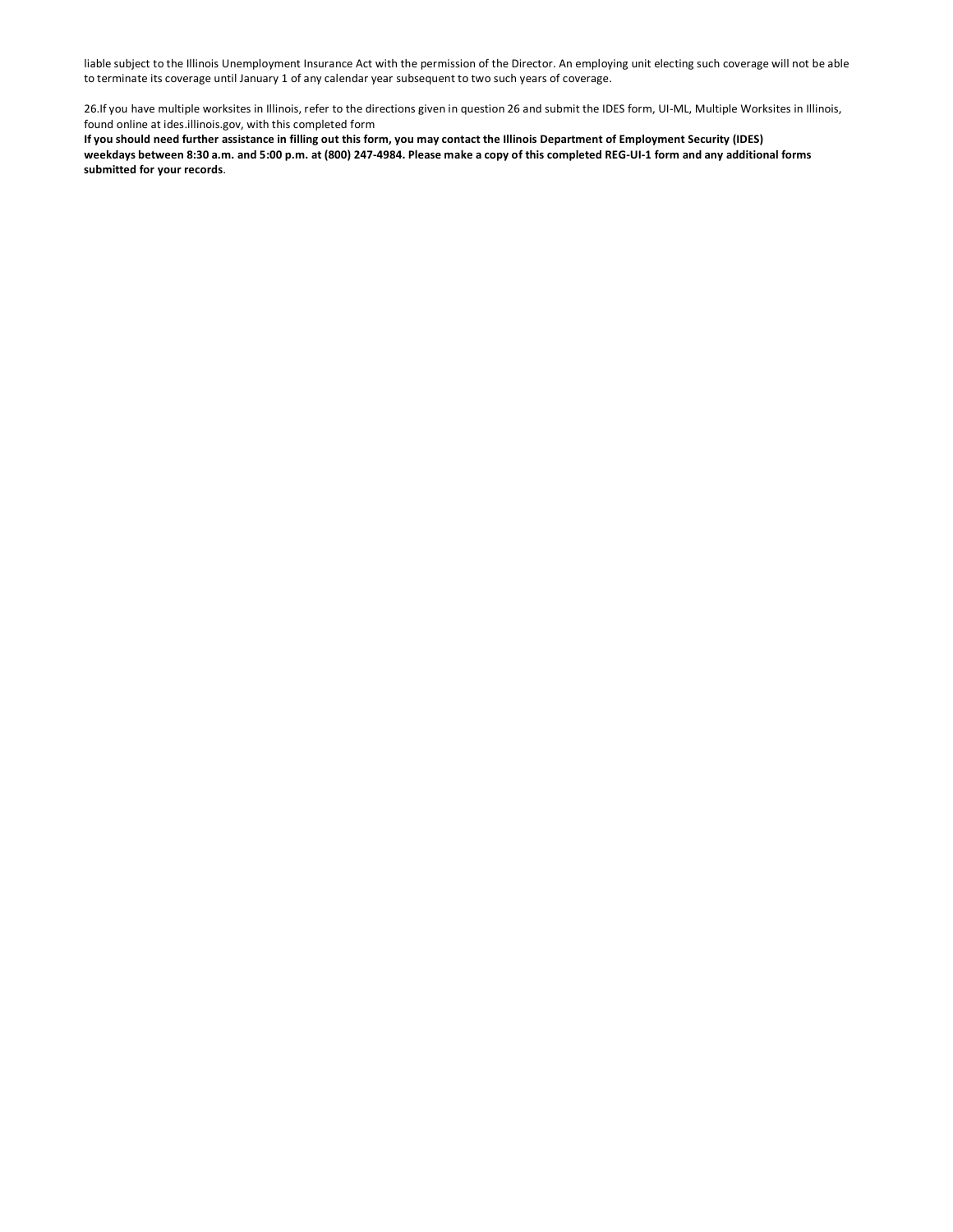liable subject to the Illinois Unemployment Insurance Act with the permission of the Director. An employing unit electing such coverage will not be able to terminate its coverage until January 1 of any calendar year subsequent to two such years of coverage.

26.If you have multiple worksites in Illinois, refer to the directions given in question 26 and submit the IDES form, UI-ML, Multiple Worksites in Illinois, found online at ides.illinois.gov, with this completed form

**If you should need further assistance in filling out this form, you may contact the Illinois Department of Employment Security (IDES) weekdays between 8:30 a.m. and 5:00 p.m. at (800) 247-4984. Please make a copy of this completed REG-UI-1 form and any additional forms submitted for your records**.